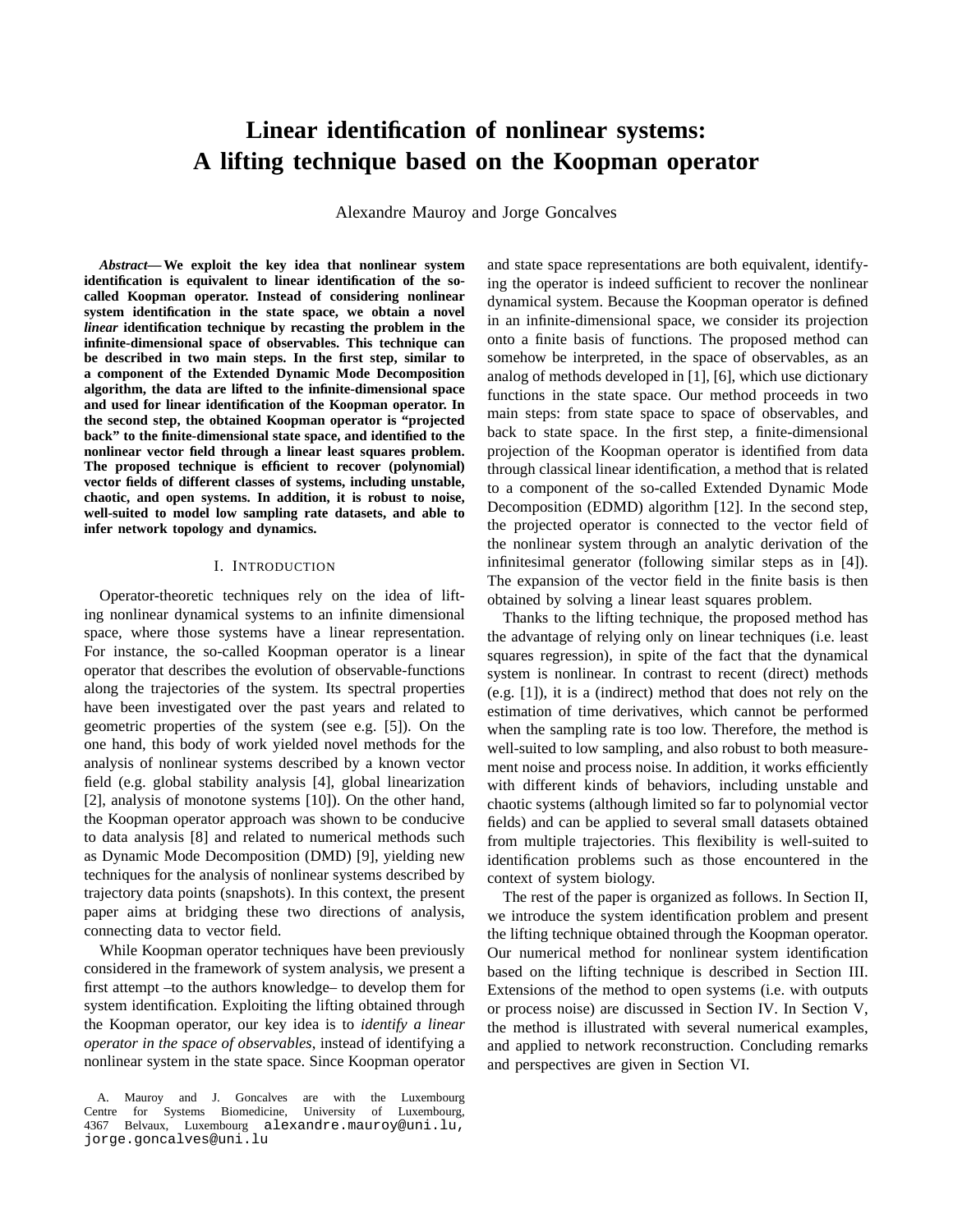# Linear identification of nonlinear systems: A lifting technique based on the Koopman operator

Alexandre Mauroy and Jorge Goncalves

***Abstract*— We exploit the key idea that nonlinear system identification is equivalent to linear identification of the so-called Koopman operator. Instead of considering nonlinear system identification in the state space, we obtain a novel *linear* identification technique by recasting the problem in the infinite-dimensional space of observables. This technique can be described in two main steps. In the first step, similar to a component of the Extended Dynamic Mode Decomposition algorithm, the data are lifted to the infinite-dimensional space and used for linear identification of the Koopman operator. In the second step, the obtained Koopman operator is "projected back" to the finite-dimensional state space, and identified to the nonlinear vector field through a linear least squares problem. The proposed technique is efficient to recover (polynomial) vector fields of different classes of systems, including unstable, chaotic, and open systems. In addition, it is robust to noise, well-suited to model low sampling rate datasets, and able to infer network topology and dynamics.**

## I. Introduction

Operator-theoretic techniques rely on the idea of lifting nonlinear dynamical systems to an infinite dimensional space, where those systems have a linear representation. For instance, the so-called Koopman operator is a linear operator that describes the evolution of observable-functions along the trajectories of the system. Its spectral properties have been investigated over the past years and related to geometric properties of the system (see e.g. [5]). On the one hand, this body of work yielded novel methods for the analysis of nonlinear systems described by a known vector field (e.g. global stability analysis [4], global linearization [2], analysis of monotone systems [10]). On the other hand, the Koopman operator approach was shown to be conducive to data analysis [8] and related to numerical methods such as Dynamic Mode Decomposition (DMD) [9], yielding new techniques for the analysis of nonlinear systems described by trajectory data points (snapshots). In this context, the present paper aims at bridging these two directions of analysis, connecting data to vector field.

While Koopman operator techniques have been previously considered in the framework of system analysis, we present a first attempt –to the authors knowledge– to develop them for system identification. Exploiting the lifting obtained through the Koopman operator, our key idea is to *identify a linear operator in the space of observables*, instead of identifying a nonlinear system in the state space. Since Koopman operator and state space representations are both equivalent, identifying the operator is indeed sufficient to recover the nonlinear dynamical system. Because the Koopman operator is defined in an infinite-dimensional space, we consider its projection onto a finite basis of functions. The proposed method can somehow be interpreted, in the space of observables, as an analog of methods developed in [1], [6], which use dictionary functions in the state space. Our method proceeds in two main steps: from state space to space of observables, and back to state space. In the first step, a finite-dimensional projection of the Koopman operator is identified from data through classical linear identification, a method that is related to a component of the so-called Extended Dynamic Mode Decomposition (EDMD) algorithm [12]. In the second step, the projected operator is connected to the vector field of the nonlinear system through an analytic derivation of the infinitesimal generator (following similar steps as in [4]). The expansion of the vector field in the finite basis is then obtained by solving a linear least squares problem.

Thanks to the lifting technique, the proposed method has the advantage of relying only on linear techniques (i.e. least squares regression), in spite of the fact that the dynamical system is nonlinear. In contrast to recent (direct) methods (e.g. [1]), it is a (indirect) method that does not rely on the estimation of time derivatives, which cannot be performed when the sampling rate is too low. Therefore, the method is well-suited to low sampling, and also robust to both measurement noise and process noise. In addition, it works efficiently with different kinds of behaviors, including unstable and chaotic systems (although limited so far to polynomial vector fields) and can be applied to several small datasets obtained from multiple trajectories. This flexibility is well-suited to identification problems such as those encountered in the context of system biology.

The rest of the paper is organized as follows. In Section II, we introduce the system identification problem and present the lifting technique obtained through the Koopman operator. Our numerical method for nonlinear system identification based on the lifting technique is described in Section III. Extensions of the method to open systems (i.e. with outputs or process noise) are discussed in Section IV. In Section V, the method is illustrated with several numerical examples, and applied to network reconstruction. Concluding remarks and perspectives are given in Section VI.

A. Mauroy and J. Goncalves are with the Luxembourg Centre for Systems Biomedicine, University of Luxembourg, 4367 Belvaux, Luxembourg alexandre.mauroy@uni.lu, jorge.goncalves@uni.lu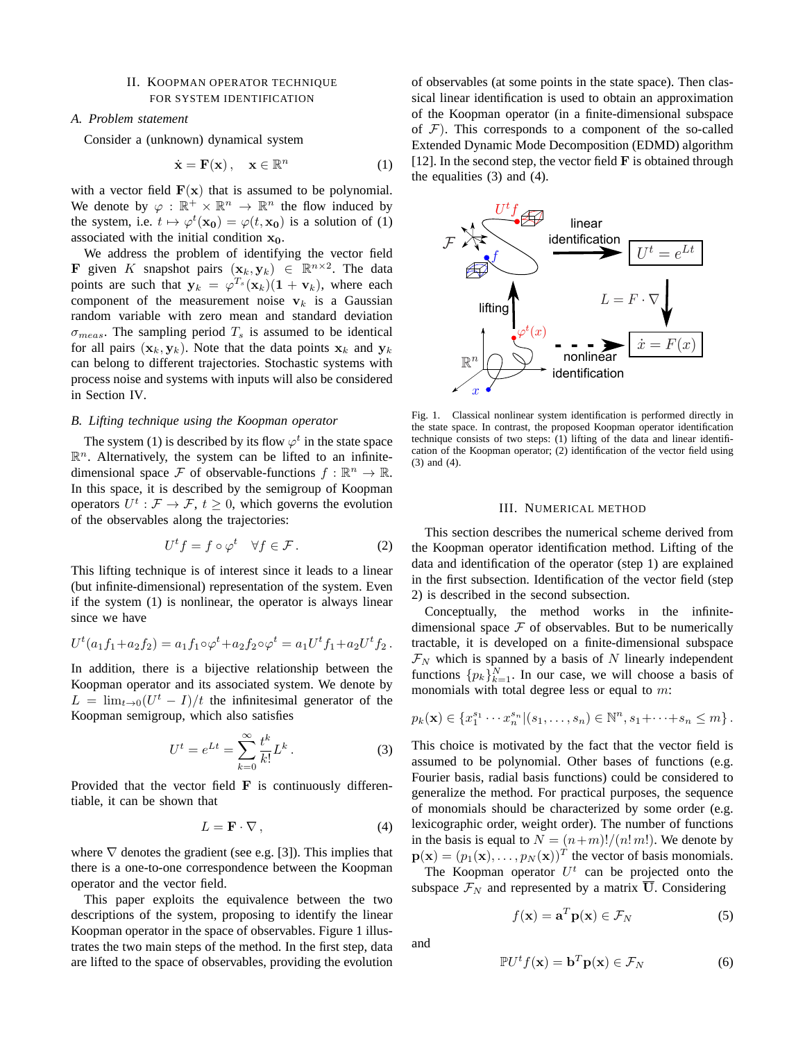## II. Koopman operator technique for system identification

### A. Problem statement

Consider a (unknown) dynamical system

$$\dot{\mathbf{x}} = \mathbf{F}(\mathbf{x}), \quad \mathbf{x} \in \mathbb{R}^n \tag{1}$$

with a vector field $\mathbf{F}(\mathbf{x})$ that is assumed to be polynomial. We denote by $\varphi : \mathbb{R}^+ \times \mathbb{R}^n \to \mathbb{R}^n$ the flow induced by the system, i.e. $t \mapsto \varphi^t(\mathbf{x_0}) = \varphi(t, \mathbf{x_0})$ is a solution of (1) associated with the initial condition $\mathbf{x_0}$.

We address the problem of identifying the vector field $\mathbf{F}$ given $K$ snapshot pairs $(\mathbf{x}_k, \mathbf{y}_k) \in \mathbb{R}^{n \times 2}$. The data points are such that $\mathbf{y}_k = \varphi^{T_s}(\mathbf{x}_k)(\mathbf{1} + \mathbf{v}_k)$, where each component of the measurement noise $\mathbf{v}_k$ is a Gaussian random variable with zero mean and standard deviation $\sigma_{meas}$. The sampling period $T_s$ is assumed to be identical for all pairs $(\mathbf{x}_k, \mathbf{y}_k)$. Note that the data points $\mathbf{x}_k$ and $\mathbf{y}_k$ can belong to different trajectories. Stochastic systems with process noise and systems with inputs will also be considered in Section IV.

### B. Lifting technique using the Koopman operator

The system (1) is described by its flow $\varphi^t$ in the state space $\mathbb{R}^n$. Alternatively, the system can be lifted to an infinite-dimensional space $\mathcal{F}$ of observable-functions $f : \mathbb{R}^n \to \mathbb{R}$. In this space, it is described by the semigroup of Koopman operators $U^t : \mathcal{F} \to \mathcal{F}$, $t \geq 0$, which governs the evolution of the observables along the trajectories:

$$U^t f = f \circ \varphi^t \quad \forall f \in \mathcal{F}. \tag{2}$$

This lifting technique is of interest since it leads to a linear (but infinite-dimensional) representation of the system. Even if the system (1) is nonlinear, the operator is always linear since we have

$$U^t(a_1 f_1 + a_2 f_2) = a_1 f_1 \circ \varphi^t + a_2 f_2 \circ \varphi^t = a_1 U^t f_1 + a_2 U^t f_2 .$$

In addition, there is a bijective relationship between the Koopman operator and its associated system. We denote by $L = \lim_{t \to 0}(U^t - I)/t$ the infinitesimal generator of the Koopman semigroup, which also satisfies

$$U^t = e^{Lt} = \sum_{k=0}^{\infty} \frac{t^k}{k!} L^k . \tag{3}$$

Provided that the vector field $\mathbf{F}$ is continuously differentiable, it can be shown that

$$L = \mathbf{F} \cdot \nabla , \tag{4}$$

where $\nabla$ denotes the gradient (see e.g. [3]). This implies that there is a one-to-one correspondence between the Koopman operator and the vector field.

This paper exploits the equivalence between the two descriptions of the system, proposing to identify the linear Koopman operator in the space of observables. Figure 1 illustrates the two main steps of the method. In the first step, data are lifted to the space of observables, providing the evolution of observables (at some points in the state space). Then classical linear identification is used to obtain an approximation of the Koopman operator (in a finite-dimensional subspace of $\mathcal{F}$). This corresponds to a component of the so-called Extended Dynamic Mode Decomposition (EDMD) algorithm [12]. In the second step, the vector field $\mathbf{F}$ is obtained through the equalities (3) and (4).

Fig. 1. Classical nonlinear system identification is performed directly in the state space. In contrast, the proposed Koopman operator identification technique consists of two steps: (1) lifting of the data and linear identification of the Koopman operator; (2) identification of the vector field using (3) and (4).

## III. Numerical method

This section describes the numerical scheme derived from the Koopman operator identification method. Lifting of the data and identification of the operator (step 1) are explained in the first subsection. Identification of the vector field (step 2) is described in the second subsection.

Conceptually, the method works in the infinite-dimensional space $\mathcal{F}$ of observables. But to be numerically tractable, it is developed on a finite-dimensional subspace $\mathcal{F}_N$ which is spanned by a basis of $N$ linearly independent functions $\{p_k\}_{k=1}^N$. In our case, we will choose a basis of monomials with total degree less or equal to $m$:

$$p_k(\mathbf{x}) \in \{x_1^{s_1} \cdots x_n^{s_n} | (s_1, \dots, s_n) \in \mathbb{N}^n, s_1 + \dots + s_n \leq m\} .$$

This choice is motivated by the fact that the vector field is assumed to be polynomial. Other bases of functions (e.g. Fourier basis, radial basis functions) could be considered to generalize the method. For practical purposes, the sequence of monomials should be characterized by some order (e.g. lexicographic order, weight order). The number of functions in the basis is equal to $N = (n+m)!/(n!\,m!)$. We denote by $\mathbf{p}(\mathbf{x}) = (p_1(\mathbf{x}), \dots, p_N(\mathbf{x}))^T$ the vector of basis monomials.

The Koopman operator $U^t$ can be projected onto the subspace $\mathcal{F}_N$ and represented by a matrix $\overline{\mathbf{U}}$. Considering

$$f(\mathbf{x}) = \mathbf{a}^T \mathbf{p}(\mathbf{x}) \in \mathcal{F}_N \tag{5}$$

and

$$\mathbb{P} U^t f(\mathbf{x}) = \mathbf{b}^T \mathbf{p}(\mathbf{x}) \in \mathcal{F}_N \tag{6}$$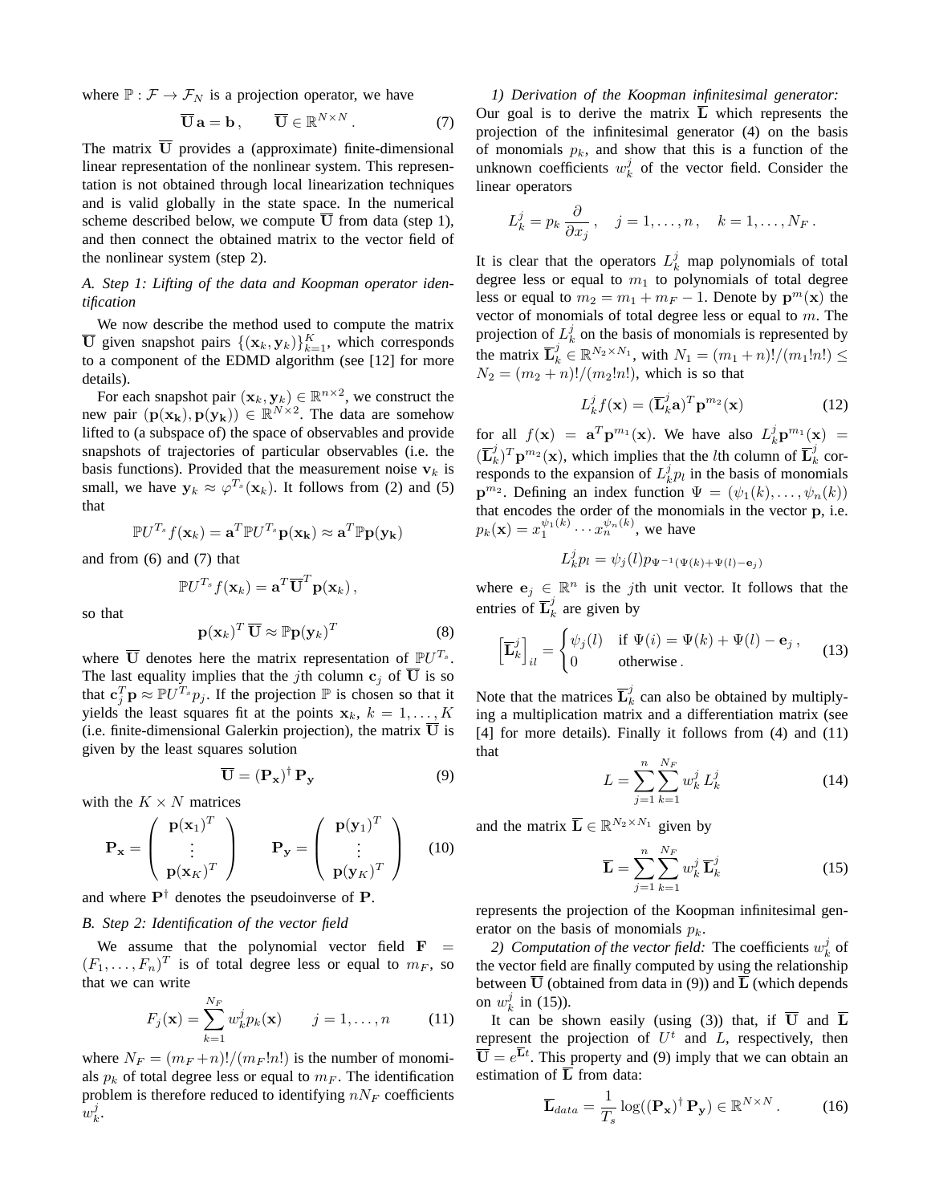where $\mathbb{P} : \mathcal{F} \to \mathcal{F}_N$ is a projection operator, we have

$$\overline{\mathbf{U}}\,\mathbf{a} = \mathbf{b}\,, \qquad \overline{\mathbf{U}} \in \mathbb{R}^{N\times N}\,. \tag{7}$$

The matrix $\overline{\mathbf{U}}$ provides a (approximate) finite-dimensional linear representation of the nonlinear system. This representation is not obtained through local linearization techniques and is valid globally in the state space. In the numerical scheme described below, we compute $\overline{\mathbf{U}}$ from data (step 1), and then connect the obtained matrix to the vector field of the nonlinear system (step 2).

### A. Step 1: Lifting of the data and Koopman operator identification

We now describe the method used to compute the matrix $\overline{\mathbf{U}}$ given snapshot pairs $\{(\mathbf{x}_k, \mathbf{y}_k)\}_{k=1}^K$, which corresponds to a component of the EDMD algorithm (see [12] for more details).

For each snapshot pair $(\mathbf{x}_k, \mathbf{y}_k) \in \mathbb{R}^{n\times 2}$, we construct the new pair $(\mathbf{p}(\mathbf{x_k}), \mathbf{p}(\mathbf{y_k})) \in \mathbb{R}^{N\times 2}$. The data are somehow lifted to (a subspace of) the space of observables and provide snapshots of trajectories of particular observables (i.e. the basis functions). Provided that the measurement noise $\mathbf{v}_k$ is small, we have $\mathbf{y}_k \approx \varphi^{T_s}(\mathbf{x}_k)$. It follows from (2) and (5) that

$$\mathbb{P}U^{T_s} f(\mathbf{x}_k) = \mathbf{a}^T \mathbb{P}U^{T_s}\mathbf{p}(\mathbf{x_k}) \approx \mathbf{a}^T \mathbb{P}\mathbf{p}(\mathbf{y_k})$$

and from (6) and (7) that

$$\mathbb{P}U^{T_s} f(\mathbf{x}_k) = \mathbf{a}^T \overline{\mathbf{U}}^T \mathbf{p}(\mathbf{x}_k)\,,$$

so that

$$\mathbf{p}(\mathbf{x}_k)^T\,\overline{\mathbf{U}} \approx \mathbb{P}\mathbf{p}(\mathbf{y}_k)^T \tag{8}$$

where $\overline{\mathbf{U}}$ denotes here the matrix representation of $\mathbb{P}U^{T_s}$. The last equality implies that the $j$th column $\mathbf{c}_j$ of $\overline{\mathbf{U}}$ is so that $\mathbf{c}_j^T \mathbf{p} \approx \mathbb{P}U^{T_s} p_j$. If the projection $\mathbb{P}$ is chosen so that it yields the least squares fit at the points $\mathbf{x}_k$, $k = 1, \ldots, K$ (i.e. finite-dimensional Galerkin projection), the matrix $\overline{\mathbf{U}}$ is given by the least squares solution

$$\overline{\mathbf{U}} = (\mathbf{P_x})^\dagger\,\mathbf{P_y} \tag{9}$$

with the $K \times N$ matrices

$$\mathbf{P_x} = \begin{pmatrix} \mathbf{p}(\mathbf{x}_1)^T \\ \vdots \\ \mathbf{p}(\mathbf{x}_K)^T \end{pmatrix} \qquad \mathbf{P_y} = \begin{pmatrix} \mathbf{p}(\mathbf{y}_1)^T \\ \vdots \\ \mathbf{p}(\mathbf{y}_K)^T \end{pmatrix} \tag{10}$$

and where $\mathbf{P}^\dagger$ denotes the pseudoinverse of $\mathbf{P}$.

### B. Step 2: Identification of the vector field

We assume that the polynomial vector field $\mathbf{F} = (F_1, \ldots, F_n)^T$ is of total degree less or equal to $m_F$, so that we can write

$$F_j(\mathbf{x}) = \sum_{k=1}^{N_F} w_k^j p_k(\mathbf{x}) \qquad j = 1, \ldots, n \tag{11}$$

where $N_F = (m_F + n)!/(m_F!n!)$ is the number of monomials $p_k$ of total degree less or equal to $m_F$. The identification problem is therefore reduced to identifying $nN_F$ coefficients $w_k^j$.

*1) Derivation of the Koopman infinitesimal generator:* Our goal is to derive the matrix $\overline{\mathbf{L}}$ which represents the projection of the infinitesimal generator (4) on the basis of monomials $p_k$, and show that this is a function of the unknown coefficients $w_k^j$ of the vector field. Consider the linear operators

$$L_k^j = p_k \frac{\partial}{\partial x_j}\,, \quad j = 1, \ldots, n\,, \quad k = 1, \ldots, N_F\,.$$

It is clear that the operators $L_k^j$ map polynomials of total degree less or equal to $m_1$ to polynomials of total degree less or equal to $m_2 = m_1 + m_F - 1$. Denote by $\mathbf{p}^m(\mathbf{x})$ the vector of monomials of total degree less or equal to $m$. The projection of $L_k^j$ on the basis of monomials is represented by the matrix $\overline{\mathbf{L}}_k^j \in \mathbb{R}^{N_2\times N_1}$, with $N_1 = (m_1+n)!/(m_1!n!) \leq N_2 = (m_2+n)!/(m_2!n!)$, which is so that

$$L_k^j f(\mathbf{x}) = (\overline{\mathbf{L}}_k^j \mathbf{a})^T \mathbf{p}^{m_2}(\mathbf{x}) \tag{12}$$

for all $f(\mathbf{x}) = \mathbf{a}^T \mathbf{p}^{m_1}(\mathbf{x})$. We have also $L_k^j \mathbf{p}^{m_1}(\mathbf{x}) = (\overline{\mathbf{L}}_k^j)^T \mathbf{p}^{m_2}(\mathbf{x})$, which implies that the $l$th column of $\overline{\mathbf{L}}_k^j$ corresponds to the expansion of $L_k^j p_l$ in the basis of monomials $\mathbf{p}^{m_2}$. Defining an index function $\Psi = (\psi_1(k), \ldots, \psi_n(k))$ that encodes the order of the monomials in the vector $\mathbf{p}$, i.e. $p_k(\mathbf{x}) = x_1^{\psi_1(k)} \cdots x_n^{\psi_n(k)}$, we have

$$L_k^j p_l = \psi_j(l) p_{\Psi^{-1}(\Psi(k)+\Psi(l)-\mathbf{e}_j)}$$

where $\mathbf{e}_j \in \mathbb{R}^n$ is the $j$th unit vector. It follows that the entries of $\overline{\mathbf{L}}_k^j$ are given by

$$\left[\overline{\mathbf{L}}_k^j\right]_{il} = \begin{cases} \psi_j(l) & \text{if } \Psi(i) = \Psi(k) + \Psi(l) - \mathbf{e}_j\,, \\ 0 & \text{otherwise}\,. \end{cases} \tag{13}$$

Note that the matrices $\overline{\mathbf{L}}_k^j$ can also be obtained by multiplying a multiplication matrix and a differentiation matrix (see [4] for more details). Finally it follows from (4) and (11) that

$$L = \sum_{j=1}^{n} \sum_{k=1}^{N_F} w_k^j\, L_k^j \tag{14}$$

and the matrix $\overline{\mathbf{L}} \in \mathbb{R}^{N_2\times N_1}$ given by

$$\overline{\mathbf{L}} = \sum_{j=1}^{n} \sum_{k=1}^{N_F} w_k^j\, \overline{\mathbf{L}}_k^j \tag{15}$$

represents the projection of the Koopman infinitesimal generator on the basis of monomials $p_k$.

*2) Computation of the vector field:* The coefficients $w_k^j$ of the vector field are finally computed by using the relationship between $\overline{\mathbf{U}}$ (obtained from data in (9)) and $\overline{\mathbf{L}}$ (which depends on $w_k^j$ in (15)).

It can be shown easily (using (3)) that, if $\overline{\mathbf{U}}$ and $\overline{\mathbf{L}}$ represent the projection of $U^t$ and $L$, respectively, then $\overline{\mathbf{U}} = e^{\overline{\mathbf{L}}t}$. This property and (9) imply that we can obtain an estimation of $\overline{\mathbf{L}}$ from data:

$$\overline{\mathbf{L}}_{data} = \frac{1}{T_s} \log((\mathbf{P_x})^\dagger\,\mathbf{P_y}) \in \mathbb{R}^{N\times N}\,. \tag{16}$$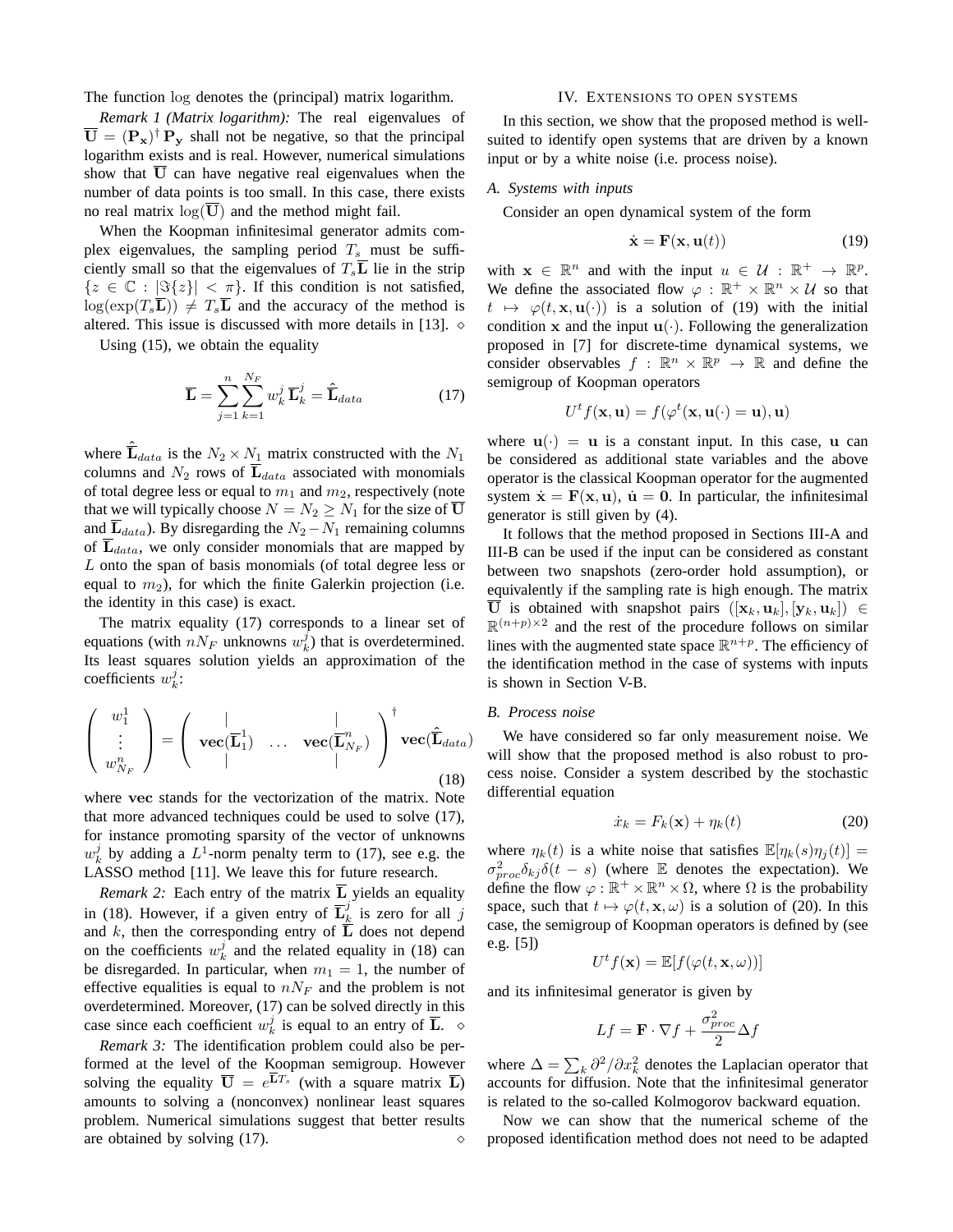The function log denotes the (principal) matrix logarithm.

*Remark 1 (Matrix logarithm):* The real eigenvalues of $\overline{\mathbf{U}} = (\mathbf{P_x})^\dagger \mathbf{P_y}$ shall not be negative, so that the principal logarithm exists and is real. However, numerical simulations show that $\overline{\mathbf{U}}$ can have negative real eigenvalues when the number of data points is too small. In this case, there exists no real matrix $\log(\overline{\mathbf{U}})$ and the method might fail.

When the Koopman infinitesimal generator admits complex eigenvalues, the sampling period $T_s$ must be sufficiently small so that the eigenvalues of $T_s\overline{\mathbf{L}}$ lie in the strip $\{z \in \mathbb{C} : |\Im\{z\}| < \pi\}$. If this condition is not satisfied, $\log(\exp(T_s\overline{\mathbf{L}})) \neq T_s\overline{\mathbf{L}}$ and the accuracy of the method is altered. This issue is discussed with more details in [13]. $\diamond$

Using (15), we obtain the equality

$$\overline{\mathbf{L}} = \sum_{j=1}^{n} \sum_{k=1}^{N_F} w_k^j \, \overline{\mathbf{L}}_k^j = \hat{\overline{\mathbf{L}}}_{data} \tag{17}$$

where $\hat{\overline{\mathbf{L}}}_{data}$ is the $N_2 \times N_1$ matrix constructed with the $N_1$ columns and $N_2$ rows of $\overline{\mathbf{L}}_{data}$ associated with monomials of total degree less or equal to $m_1$ and $m_2$, respectively (note that we will typically choose $N = N_2 \geq N_1$ for the size of $\overline{\mathbf{U}}$ and $\overline{\mathbf{L}}_{data}$). By disregarding the $N_2 - N_1$ remaining columns of $\overline{\mathbf{L}}_{data}$, we only consider monomials that are mapped by $L$ onto the span of basis monomials (of total degree less or equal to $m_2$), for which the finite Galerkin projection (i.e. the identity in this case) is exact.

The matrix equality (17) corresponds to a linear set of equations (with $nN_F$ unknowns $w_k^j$) that is overdetermined. Its least squares solution yields an approximation of the coefficients $w_k^j$:

$$\begin{pmatrix} w_1^1 \\ \vdots \\ w_{N_F}^n \end{pmatrix} = \begin{pmatrix} | & & | \\ \mathbf{vec}(\overline{\mathbf{L}}_1^1) & \dots & \mathbf{vec}(\overline{\mathbf{L}}_{N_F}^n) \\ | & & | \end{pmatrix}^\dagger \mathbf{vec}(\hat{\overline{\mathbf{L}}}_{data}) \tag{18}$$

where $\mathbf{vec}$ stands for the vectorization of the matrix. Note that more advanced techniques could be used to solve (17), for instance promoting sparsity of the vector of unknowns $w_k^j$ by adding a $L^1$-norm penalty term to (17), see e.g. the LASSO method [11]. We leave this for future research.

*Remark 2:* Each entry of the matrix $\overline{\mathbf{L}}$ yields an equality in (18). However, if a given entry of $\overline{\mathbf{L}}_k^j$ is zero for all $j$ and $k$, then the corresponding entry of $\overline{\mathbf{L}}$ does not depend on the coefficients $w_k^j$ and the related equality in (18) can be disregarded. In particular, when $m_1 = 1$, the number of effective equalities is equal to $nN_F$ and the problem is not overdetermined. Moreover, (17) can be solved directly in this case since each coefficient $w_k^j$ is equal to an entry of $\overline{\mathbf{L}}$. $\diamond$

*Remark 3:* The identification problem could also be performed at the level of the Koopman semigroup. However solving the equality $\overline{\mathbf{U}} = e^{\overline{\mathbf{L}}T_s}$ (with a square matrix $\overline{\mathbf{L}}$) amounts to solving a (nonconvex) nonlinear least squares problem. Numerical simulations suggest that better results are obtained by solving (17). $\diamond$

## IV. Extensions to open systems

In this section, we show that the proposed method is well-suited to identify open systems that are driven by a known input or by a white noise (i.e. process noise).

### A. Systems with inputs

Consider an open dynamical system of the form

$$\dot{\mathbf{x}} = \mathbf{F}(\mathbf{x}, \mathbf{u}(t)) \tag{19}$$

with $\mathbf{x} \in \mathbb{R}^n$ and with the input $u \in \mathcal{U} : \mathbb{R}^+ \to \mathbb{R}^p$. We define the associated flow $\varphi : \mathbb{R}^+ \times \mathbb{R}^n \times \mathcal{U}$ so that $t \mapsto \varphi(t, \mathbf{x}, \mathbf{u}(\cdot))$ is a solution of (19) with the initial condition $\mathbf{x}$ and the input $\mathbf{u}(\cdot)$. Following the generalization proposed in [7] for discrete-time dynamical systems, we consider observables $f : \mathbb{R}^n \times \mathbb{R}^p \to \mathbb{R}$ and define the semigroup of Koopman operators

$$U^t f(\mathbf{x}, \mathbf{u}) = f(\varphi^t(\mathbf{x}, \mathbf{u}(\cdot) = \mathbf{u}), \mathbf{u})$$

where $\mathbf{u}(\cdot) = \mathbf{u}$ is a constant input. In this case, $\mathbf{u}$ can be considered as additional state variables and the above operator is the classical Koopman operator for the augmented system $\dot{\mathbf{x}} = \mathbf{F}(\mathbf{x}, \mathbf{u})$, $\dot{\mathbf{u}} = \mathbf{0}$. In particular, the infinitesimal generator is still given by (4).

It follows that the method proposed in Sections III-A and III-B can be used if the input can be considered as constant between two snapshots (zero-order hold assumption), or equivalently if the sampling rate is high enough. The matrix $\overline{\mathbf{U}}$ is obtained with snapshot pairs $([\mathbf{x}_k, \mathbf{u}_k], [\mathbf{y}_k, \mathbf{u}_k]) \in \mathbb{R}^{(n+p)\times 2}$ and the rest of the procedure follows on similar lines with the augmented state space $\mathbb{R}^{n+p}$. The efficiency of the identification method in the case of systems with inputs is shown in Section V-B.

### B. Process noise

We have considered so far only measurement noise. We will show that the proposed method is also robust to process noise. Consider a system described by the stochastic differential equation

$$\dot{x}_k = F_k(\mathbf{x}) + \eta_k(t) \tag{20}$$

where $\eta_k(t)$ is a white noise that satisfies $\mathbb{E}[\eta_k(s)\eta_j(t)] = \sigma_{proc}^2 \delta_{kj} \delta(t-s)$ (where $\mathbb{E}$ denotes the expectation). We define the flow $\varphi : \mathbb{R}^+ \times \mathbb{R}^n \times \Omega$, where $\Omega$ is the probability space, such that $t \mapsto \varphi(t, \mathbf{x}, \omega)$ is a solution of (20). In this case, the semigroup of Koopman operators is defined by (see e.g. [5])

$$U^t f(\mathbf{x}) = \mathbb{E}[f(\varphi(t, \mathbf{x}, \omega))]$$

and its infinitesimal generator is given by

$$Lf = \mathbf{F} \cdot \nabla f + \frac{\sigma_{proc}^2}{2} \Delta f$$

where $\Delta = \sum_k \partial^2/\partial x_k^2$ denotes the Laplacian operator that accounts for diffusion. Note that the infinitesimal generator is related to the so-called Kolmogorov backward equation.

Now we can show that the numerical scheme of the proposed identification method does not need to be adapted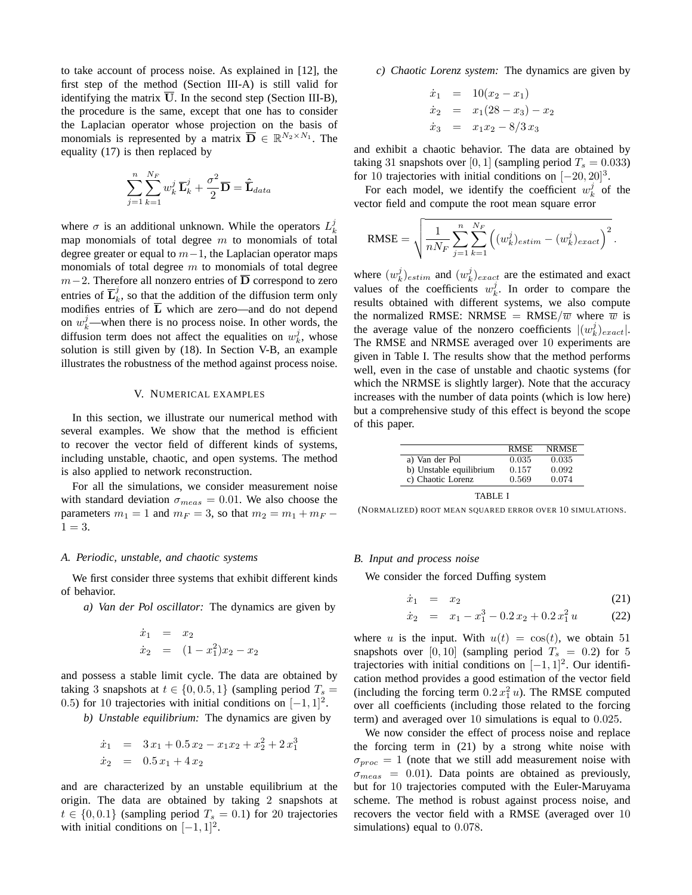to take account of process noise. As explained in [12], the first step of the method (Section III-A) is still valid for identifying the matrix $\overline{\mathbf{U}}$. In the second step (Section III-B), the procedure is the same, except that one has to consider the Laplacian operator whose projection on the basis of monomials is represented by a matrix $\overline{\mathbf{D}} \in \mathbb{R}^{N_2 \times N_1}$. The equality (17) is then replaced by

$$\sum_{j=1}^{n} \sum_{k=1}^{N_F} w_k^j \, \overline{\mathbf{L}}_k^j + \frac{\sigma^2}{2} \overline{\mathbf{D}} = \hat{\overline{\mathbf{L}}}_{data}$$

where $\sigma$ is an additional unknown. While the operators $L_k^j$ map monomials of total degree $m$ to monomials of total degree greater or equal to $m-1$, the Laplacian operator maps monomials of total degree $m$ to monomials of total degree $m-2$. Therefore all nonzero entries of $\overline{\mathbf{D}}$ correspond to zero entries of $\overline{\mathbf{L}}_k^j$, so that the addition of the diffusion term only modifies entries of $\overline{\mathbf{L}}$ which are zero—and do not depend on $w_k^j$—when there is no process noise. In other words, the diffusion term does not affect the equalities on $w_k^j$, whose solution is still given by (18). In Section V-B, an example illustrates the robustness of the method against process noise.

## V. Numerical examples

In this section, we illustrate our numerical method with several examples. We show that the method is efficient to recover the vector field of different kinds of systems, including unstable, chaotic, and open systems. The method is also applied to network reconstruction.

For all the simulations, we consider measurement noise with standard deviation $\sigma_{meas} = 0.01$. We also choose the parameters $m_1 = 1$ and $m_F = 3$, so that $m_2 = m_1 + m_F - 1 = 3$.

### *A. Periodic, unstable, and chaotic systems*

We first consider three systems that exhibit different kinds of behavior.

*a) Van der Pol oscillator:* The dynamics are given by

$$\begin{aligned}
\dot{x}_1 &= x_2 \\
\dot{x}_2 &= (1 - x_1^2) x_2 - x_2
\end{aligned}$$

and possess a stable limit cycle. The data are obtained by taking 3 snapshots at $t \in \{0, 0.5, 1\}$ (sampling period $T_s = 0.5$) for 10 trajectories with initial conditions on $[-1, 1]^2$.

*b) Unstable equilibrium:* The dynamics are given by

$$\begin{aligned}
\dot{x}_1 &= 3\,x_1 + 0.5\,x_2 - x_1 x_2 + x_2^2 + 2\,x_1^3 \\
\dot{x}_2 &= 0.5\,x_1 + 4\,x_2
\end{aligned}$$

and are characterized by an unstable equilibrium at the origin. The data are obtained by taking 2 snapshots at $t \in \{0, 0.1\}$ (sampling period $T_s = 0.1$) for 20 trajectories with initial conditions on $[-1, 1]^2$.

*c) Chaotic Lorenz system:* The dynamics are given by

$$\begin{aligned}
\dot{x}_1 &= 10(x_2 - x_1) \\
\dot{x}_2 &= x_1(28 - x_3) - x_2 \\
\dot{x}_3 &= x_1 x_2 - 8/3\, x_3
\end{aligned}$$

and exhibit a chaotic behavior. The data are obtained by taking 31 snapshots over $[0, 1]$ (sampling period $T_s = 0.033$) for 10 trajectories with initial conditions on $[-20, 20]^3$.

For each model, we identify the coefficient $w_k^j$ of the vector field and compute the root mean square error

$$\text{RMSE} = \sqrt{\frac{1}{n N_F} \sum_{j=1}^{n} \sum_{k=1}^{N_F} \left( (w_k^j)_{estim} - (w_k^j)_{exact} \right)^2}.$$

where $(w_k^j)_{estim}$ and $(w_k^j)_{exact}$ are the estimated and exact values of the coefficients $w_k^j$. In order to compare the results obtained with different systems, we also compute the normalized RMSE: NRMSE $=$ RMSE$/\overline{w}$ where $\overline{w}$ is the average value of the nonzero coefficients $|(w_k^j)_{exact}|$. The RMSE and NRMSE averaged over 10 experiments are given in Table I. The results show that the method performs well, even in the case of unstable and chaotic systems (for which the NRMSE is slightly larger). Note that the accuracy increases with the number of data points (which is low here) but a comprehensive study of this effect is beyond the scope of this paper.

| | RMSE | NRMSE |
|---|---|---|
| a) Van der Pol | 0.035 | 0.035 |
| b) Unstable equilibrium | 0.157 | 0.092 |
| c) Chaotic Lorenz | 0.569 | 0.074 |

TABLE I

(Normalized) root mean squared error over 10 simulations.

### *B. Input and process noise*

We consider the forced Duffing system

$$\dot{x}_1 = x_2 \tag{21}$$

$$\dot{x}_2 = x_1 - x_1^3 - 0.2\,x_2 + 0.2\,x_1^2\,u \tag{22}$$

where $u$ is the input. With $u(t) = \cos(t)$, we obtain 51 snapshots over $[0, 10]$ (sampling period $T_s = 0.2$) for 5 trajectories with initial conditions on $[-1, 1]^2$. Our identification method provides a good estimation of the vector field (including the forcing term $0.2\,x_1^2\,u$). The RMSE computed over all coefficients (including those related to the forcing term) and averaged over 10 simulations is equal to 0.025.

We now consider the effect of process noise and replace the forcing term in (21) by a strong white noise with $\sigma_{proc} = 1$ (note that we still add measurement noise with $\sigma_{meas} = 0.01$). Data points are obtained as previously, but for 10 trajectories computed with the Euler-Maruyama scheme. The method is robust against process noise, and recovers the vector field with a RMSE (averaged over 10 simulations) equal to 0.078.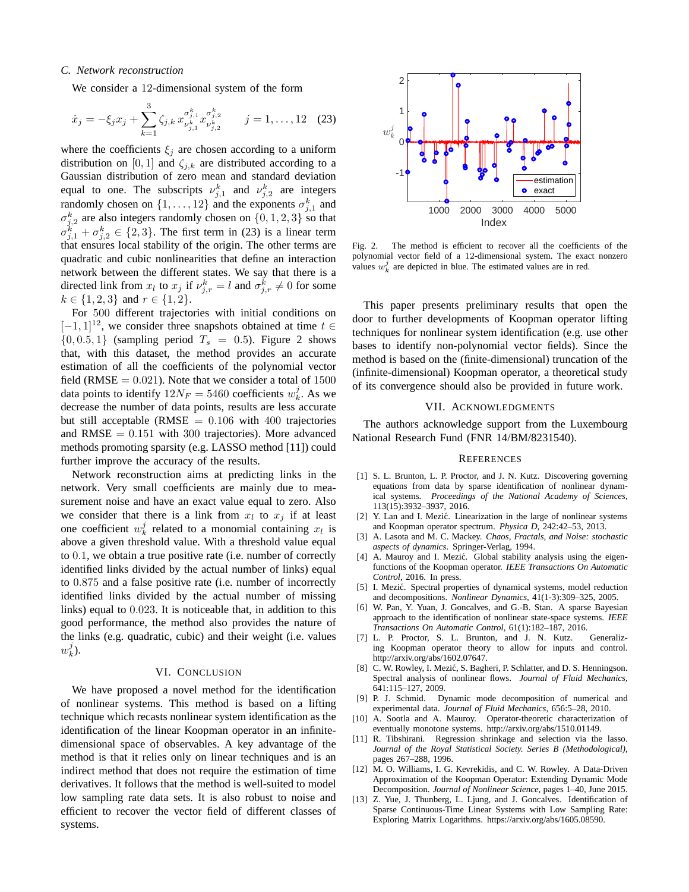### C. Network reconstruction

We consider a 12-dimensional system of the form

$$\dot{x}_j = -\xi_j x_j + \sum_{k=1}^{3} \zeta_{j,k}\, x_{\nu_{j,1}^k}^{\sigma_{j,1}^k} x_{\nu_{j,2}^k}^{\sigma_{j,2}^k} \qquad j = 1, \dots, 12 \quad (23)$$

where the coefficients $\xi_j$ are chosen according to a uniform distribution on $[0, 1]$ and $\zeta_{j,k}$ are distributed according to a Gaussian distribution of zero mean and standard deviation equal to one. The subscripts $\nu_{j,1}^k$ and $\nu_{j,2}^k$ are integers randomly chosen on $\{1, \dots, 12\}$ and the exponents $\sigma_{j,1}^k$ and $\sigma_{j,2}^k$ are also integers randomly chosen on $\{0, 1, 2, 3\}$ so that $\sigma_{j,1}^k + \sigma_{j,2}^k \in \{2, 3\}$. The first term in (23) is a linear term that ensures local stability of the origin. The other terms are quadratic and cubic nonlinearities that define an interaction network between the different states. We say that there is a directed link from $x_l$ to $x_j$ if $\nu_{j,r}^k = l$ and $\sigma_{j,r}^k \neq 0$ for some $k \in \{1, 2, 3\}$ and $r \in \{1, 2\}$.

For 500 different trajectories with initial conditions on $[-1, 1]^{12}$, we consider three snapshots obtained at time $t \in \{0, 0.5, 1\}$ (sampling period $T_s = 0.5$). Figure 2 shows that, with this dataset, the method provides an accurate estimation of all the coefficients of the polynomial vector field (RMSE $= 0.021$). Note that we consider a total of 1500 data points to identify $12 N_F = 5460$ coefficients $w_k^j$. As we decrease the number of data points, results are less accurate but still acceptable (RMSE $= 0.106$ with 400 trajectories and RMSE $= 0.151$ with 300 trajectories). More advanced methods promoting sparsity (e.g. LASSO method [11]) could further improve the accuracy of the results.

Network reconstruction aims at predicting links in the network. Very small coefficients are mainly due to measurement noise and have an exact value equal to zero. Also we consider that there is a link from $x_l$ to $x_j$ if at least one coefficient $w_k^j$ related to a monomial containing $x_l$ is above a given threshold value. With a threshold value equal to 0.1, we obtain a true positive rate (i.e. number of correctly identified links divided by the actual number of links) equal to 0.875 and a false positive rate (i.e. number of incorrectly identified links divided by the actual number of missing links) equal to 0.023. It is noticeable that, in addition to this good performance, the method also provides the nature of the links (e.g. quadratic, cubic) and their weight (i.e. values $w_k^j$).

2
1
0
-1
$w_k^j$
1000 2000 3000 4000 5000
Index
estimation
exact

Fig. 2. The method is efficient to recover all the coefficients of the polynomial vector field of a 12-dimensional system. The exact nonzero values $w_k^j$ are depicted in blue. The estimated values are in red.

This paper presents preliminary results that open the door to further developments of Koopman operator lifting techniques for nonlinear system identification (e.g. use other bases to identify non-polynomial vector fields). Since the method is based on the (finite-dimensional) truncation of the (infinite-dimensional) Koopman operator, a theoretical study of its convergence should also be provided in future work.

## VI. Conclusion

We have proposed a novel method for the identification of nonlinear systems. This method is based on a lifting technique which recasts nonlinear system identification as the identification of the linear Koopman operator in an infinite-dimensional space of observables. A key advantage of the method is that it relies only on linear techniques and is an indirect method that does not require the estimation of time derivatives. It follows that the method is well-suited to model low sampling rate data sets. It is also robust to noise and efficient to recover the vector field of different classes of systems.

## VII. Acknowledgments

The authors acknowledge support from the Luxembourg National Research Fund (FNR 14/BM/8231540).

## References

[1] S. L. Brunton, L. P. Proctor, and J. N. Kutz. Discovering governing equations from data by sparse identification of nonlinear dynamical systems. *Proceedings of the National Academy of Sciences*, 113(15):3932–3937, 2016.

[2] Y. Lan and I. Mezić. Linearization in the large of nonlinear systems and Koopman operator spectrum. *Physica D*, 242:42–53, 2013.

[3] A. Lasota and M. C. Mackey. *Chaos, Fractals, and Noise: stochastic aspects of dynamics*. Springer-Verlag, 1994.

[4] A. Mauroy and I. Mezić. Global stability analysis using the eigenfunctions of the Koopman operator. *IEEE Transactions On Automatic Control*, 2016. In press.

[5] I. Mezić. Spectral properties of dynamical systems, model reduction and decompositions. *Nonlinear Dynamics*, 41(1-3):309–325, 2005.

[6] W. Pan, Y. Yuan, J. Goncalves, and G.-B. Stan. A sparse Bayesian approach to the identification of nonlinear state-space systems. *IEEE Transactions On Automatic Control*, 61(1):182–187, 2016.

[7] L. P. Proctor, S. L. Brunton, and J. N. Kutz. Generalizing Koopman operator theory to allow for inputs and control. http://arxiv.org/abs/1602.07647.

[8] C. W. Rowley, I. Mezić, S. Bagheri, P. Schlatter, and D. S. Henningson. Spectral analysis of nonlinear flows. *Journal of Fluid Mechanics*, 641:115–127, 2009.

[9] P. J. Schmid. Dynamic mode decomposition of numerical and experimental data. *Journal of Fluid Mechanics*, 656:5–28, 2010.

[10] A. Sootla and A. Mauroy. Operator-theoretic characterization of eventually monotone systems. http://arxiv.org/abs/1510.01149.

[11] R. Tibshirani. Regression shrinkage and selection via the lasso. *Journal of the Royal Statistical Society. Series B (Methodological)*, pages 267–288, 1996.

[12] M. O. Williams, I. G. Kevrekidis, and C. W. Rowley. A Data-Driven Approximation of the Koopman Operator: Extending Dynamic Mode Decomposition. *Journal of Nonlinear Science*, pages 1–40, June 2015.

[13] Z. Yue, J. Thunberg, L. Ljung, and J. Goncalves. Identification of Sparse Continuous-Time Linear Systems with Low Sampling Rate: Exploring Matrix Logarithms. https://arxiv.org/abs/1605.08590.